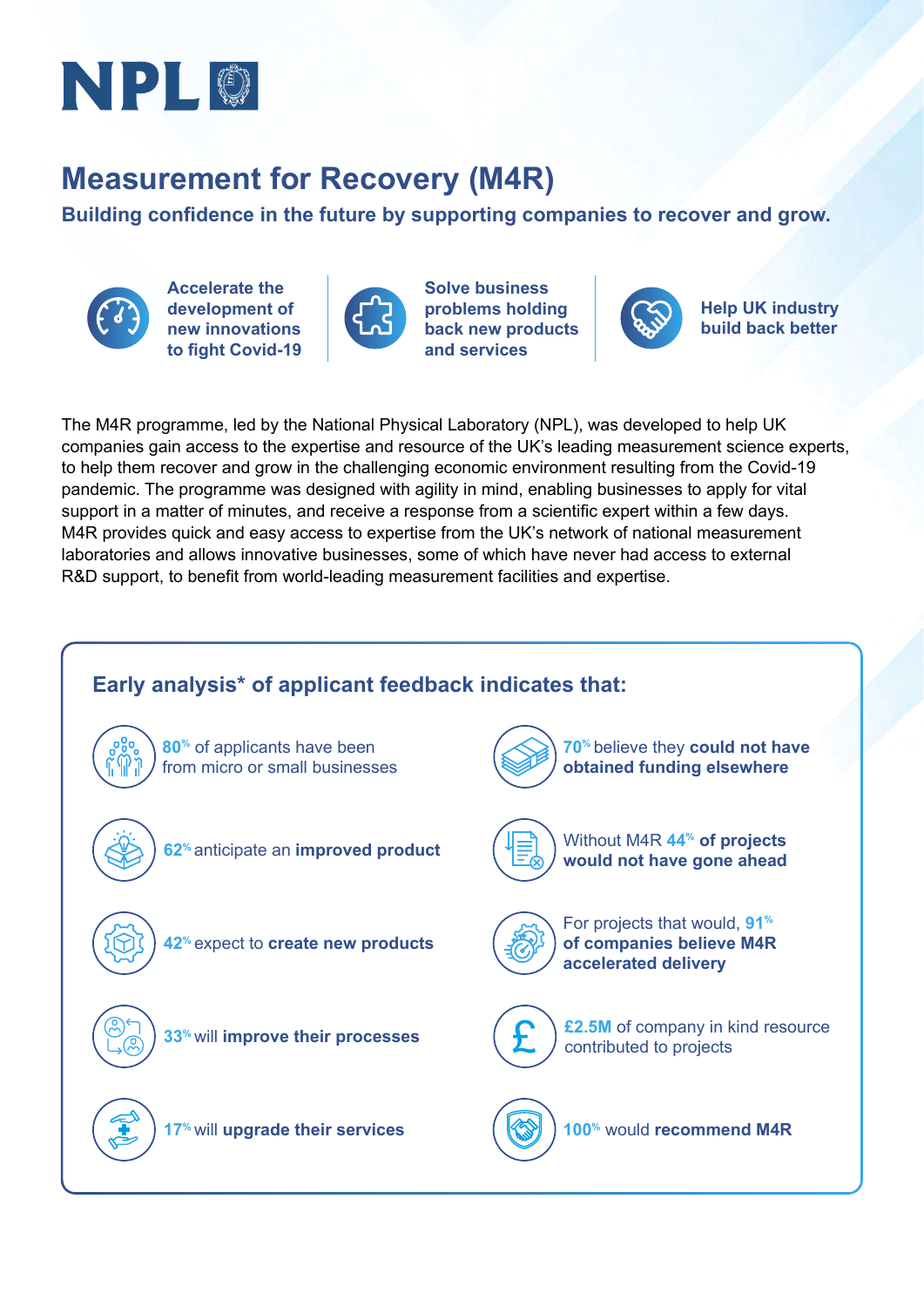# NPL

# Measurement for Recovery (M4R)

## Building confidence in the future by supporting companies to recover and grow.

**Accelerate the development of new innovations to fight Covid-19**

**Solve business problems holding back new products and services**

**Help UK industry build back better**

The M4R programme, led by the National Physical Laboratory (NPL), was developed to help UK companies gain access to the expertise and resource of the UK's leading measurement science experts, to help them recover and grow in the challenging economic environment resulting from the Covid-19 pandemic. The programme was designed with agility in mind, enabling businesses to apply for vital support in a matter of minutes, and receive a response from a scientific expert within a few days. M4R provides quick and easy access to expertise from the UK's network of national measurement laboratories and allows innovative businesses, some of which have never had access to external R&D support, to benefit from world-leading measurement facilities and expertise.

### Early analysis* of applicant feedback indicates that:

- **80%** of applicants have been from micro or small businesses
- **62%** anticipate an **improved product**
- **42%** expect to **create new products**
- **33%** will **improve their processes**
- **17%** will **upgrade their services**
- **70%** believe they **could not have obtained funding elsewhere**
- Without M4R **44% of projects would not have gone ahead**
- For projects that would, **91% of companies believe M4R accelerated delivery**
- **£2.5M** of company in kind resource contributed to projects
- **100%** would **recommend M4R**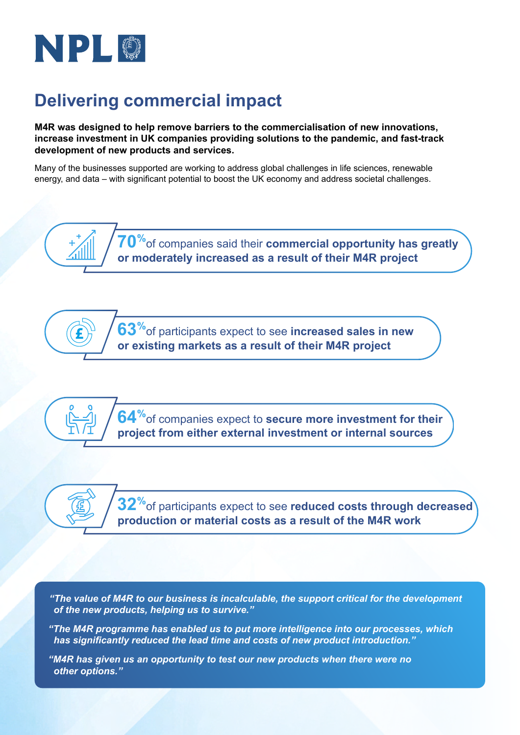NPL

# Delivering commercial impact

**M4R was designed to help remove barriers to the commercialisation of new innovations, increase investment in UK companies providing solutions to the pandemic, and fast-track development of new products and services.**

Many of the businesses supported are working to address global challenges in life sciences, renewable energy, and data – with significant potential to boost the UK economy and address societal challenges.

**70%** of companies said their **commercial opportunity has greatly or moderately increased as a result of their M4R project**

**63%** of participants expect to see **increased sales in new or existing markets as a result of their M4R project**

**64%** of companies expect to **secure more investment for their project from either external investment or internal sources**

**32%** of participants expect to see **reduced costs through decreased production or material costs as a result of the M4R work**

***"The value of M4R to our business is incalculable, the support critical for the development of the new products, helping us to survive."***

***"The M4R programme has enabled us to put more intelligence into our processes, which has significantly reduced the lead time and costs of new product introduction."***

***"M4R has given us an opportunity to test our new products when there were no other options."***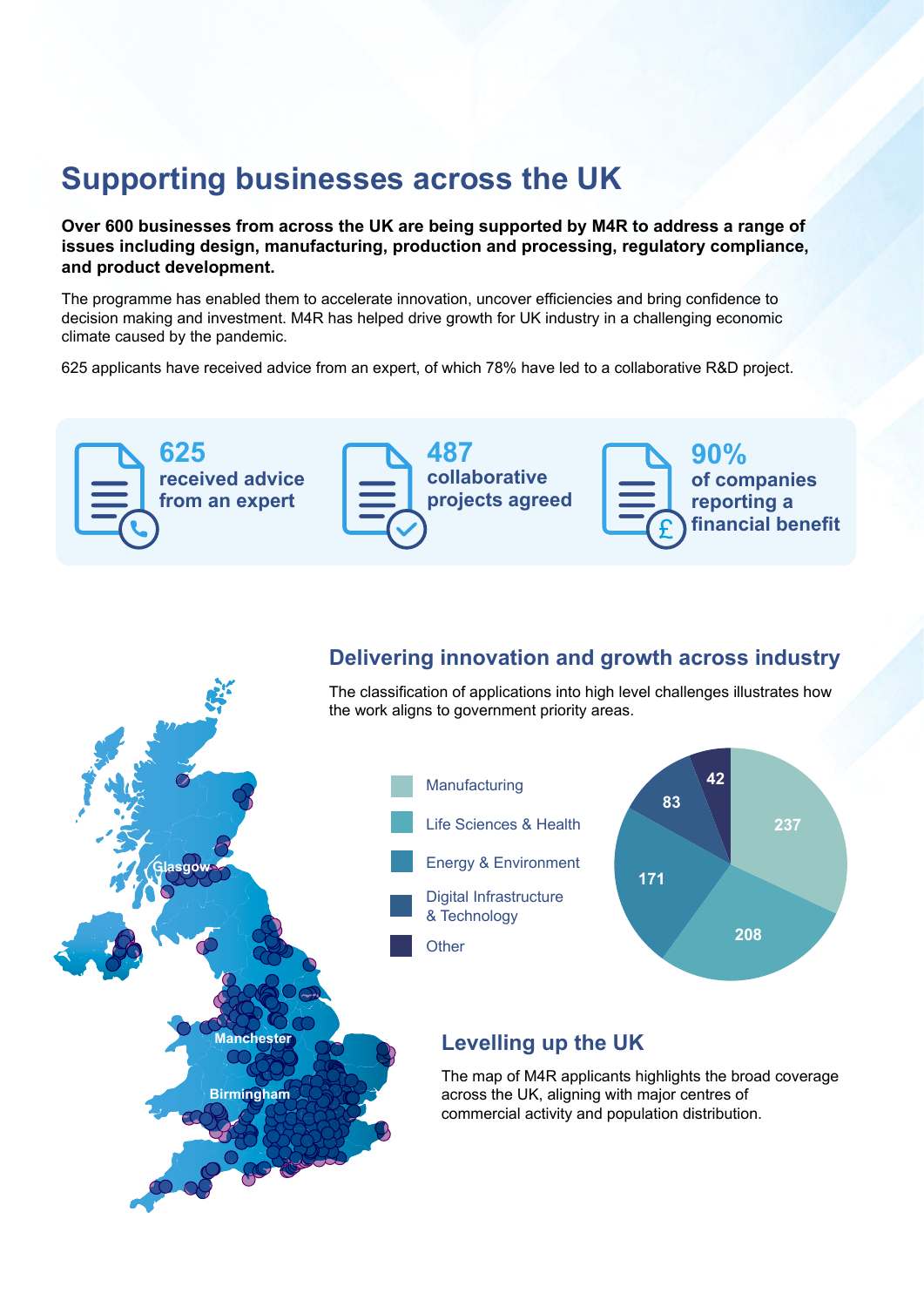# Supporting businesses across the UK

**Over 600 businesses from across the UK are being supported by M4R to address a range of issues including design, manufacturing, production and processing, regulatory compliance, and product development.**

The programme has enabled them to accelerate innovation, uncover efficiencies and bring confidence to decision making and investment. M4R has helped drive growth for UK industry in a challenging economic climate caused by the pandemic.

625 applicants have received advice from an expert, of which 78% have led to a collaborative R&D project.

**625** received advice from an expert

**487** collaborative projects agreed

**90%** of companies reporting a financial benefit

## Delivering innovation and growth across industry

The classification of applications into high level challenges illustrates how the work aligns to government priority areas.

| Category | Applications |
| --- | --- |
| Manufacturing | 237 |
| Life Sciences & Health | 208 |
| Energy & Environment | 171 |
| Digital Infrastructure & Technology | 83 |
| Other | 42 |

## Levelling up the UK

The map of M4R applicants highlights the broad coverage across the UK, aligning with major centres of commercial activity and population distribution.

Glasgow

Manchester

Birmingham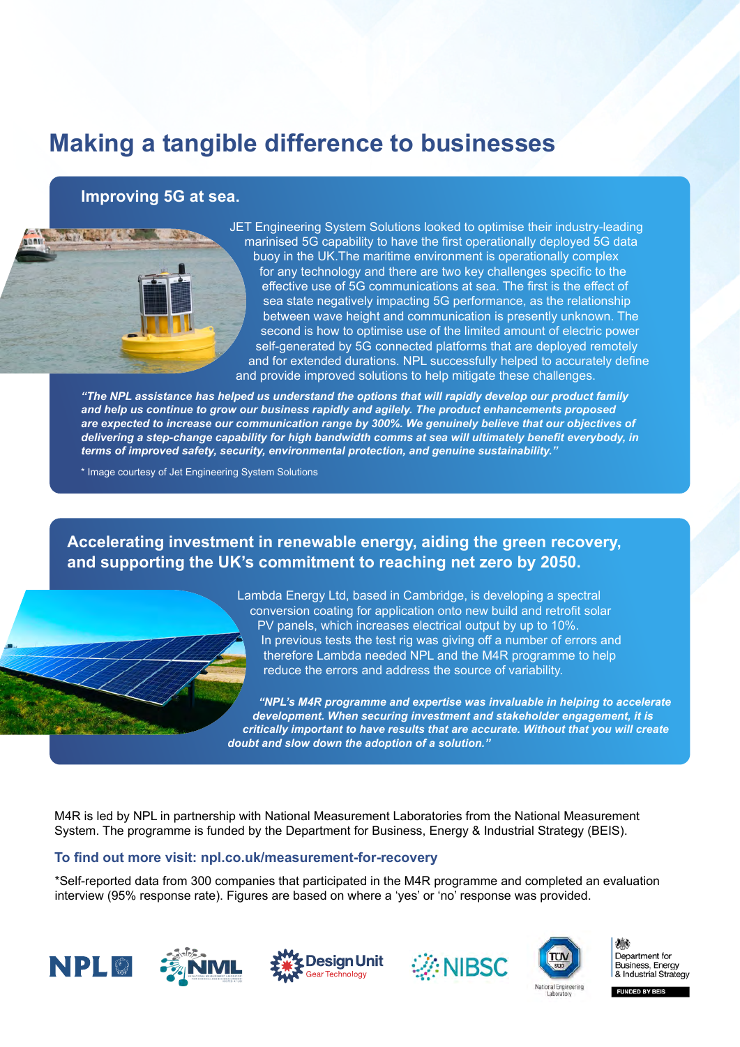# Making a tangible difference to businesses

## Improving 5G at sea.

JET Engineering System Solutions looked to optimise their industry-leading marinised 5G capability to have the first operationally deployed 5G data buoy in the UK.The maritime environment is operationally complex for any technology and there are two key challenges specific to the effective use of 5G communications at sea. The first is the effect of sea state negatively impacting 5G performance, as the relationship between wave height and communication is presently unknown. The second is how to optimise use of the limited amount of electric power self-generated by 5G connected platforms that are deployed remotely and for extended durations. NPL successfully helped to accurately define and provide improved solutions to help mitigate these challenges.

***"The NPL assistance has helped us understand the options that will rapidly develop our product family and help us continue to grow our business rapidly and agilely. The product enhancements proposed are expected to increase our communication range by 300%. We genuinely believe that our objectives of delivering a step-change capability for high bandwidth comms at sea will ultimately benefit everybody, in terms of improved safety, security, environmental protection, and genuine sustainability."***

* Image courtesy of Jet Engineering System Solutions

## Accelerating investment in renewable energy, aiding the green recovery, and supporting the UK's commitment to reaching net zero by 2050.

Lambda Energy Ltd, based in Cambridge, is developing a spectral conversion coating for application onto new build and retrofit solar PV panels, which increases electrical output by up to 10%. In previous tests the test rig was giving off a number of errors and therefore Lambda needed NPL and the M4R programme to help reduce the errors and address the source of variability.

***"NPL's M4R programme and expertise was invaluable in helping to accelerate development. When securing investment and stakeholder engagement, it is critically important to have results that are accurate. Without that you will create doubt and slow down the adoption of a solution."***

M4R is led by NPL in partnership with National Measurement Laboratories from the National Measurement System. The programme is funded by the Department for Business, Energy & Industrial Strategy (BEIS).

**To find out more visit: npl.co.uk/measurement-for-recovery**

*Self-reported data from 300 companies that participated in the M4R programme and completed an evaluation interview (95% response rate). Figures are based on where a 'yes' or 'no' response was provided.

NPL | NML | Design Unit Gear Technology | NIBSC | TÜV SÜD National Engineering Laboratory | Department for Business, Energy & Industrial Strategy — FUNDED BY BEIS